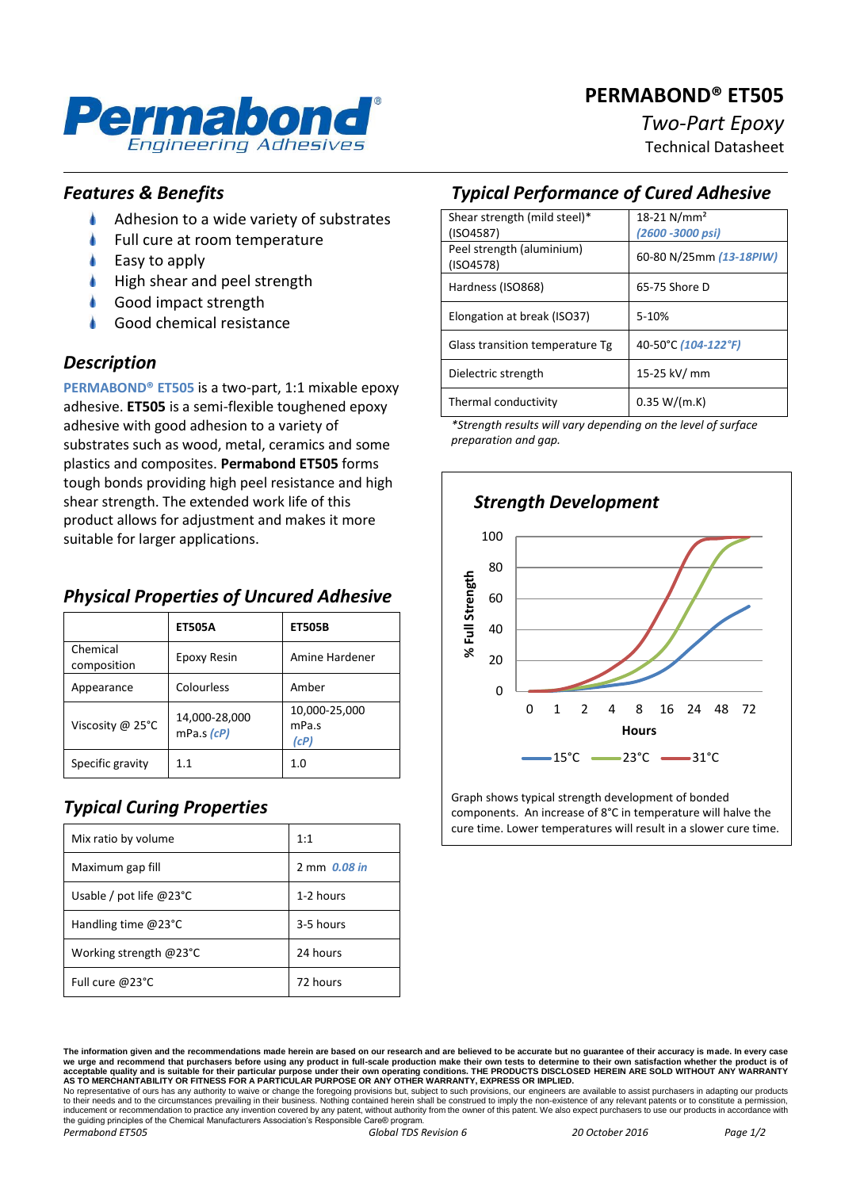# PERMABOND® ET505

*Two-Part Epoxy*

Technical Datasheet

## *Features & Benefits*

- Adhesion to a wide variety of substrates
- Full cure at room temperature
- Easy to apply
- High shear and peel strength
- Good impact strength
- Good chemical resistance

## *Description*

**PERMABOND® ET505** is a two-part, 1:1 mixable epoxy adhesive. **ET505** is a semi-flexible toughened epoxy adhesive with good adhesion to a variety of substrates such as wood, metal, ceramics and some plastics and composites. **Permabond ET505** forms tough bonds providing high peel resistance and high shear strength. The extended work life of this product allows for adjustment and makes it more suitable for larger applications.

## *Physical Properties of Uncured Adhesive*

| | ET505A | ET505B |
|---|---|---|
| Chemical composition | Epoxy Resin | Amine Hardener |
| Appearance | Colourless | Amber |
| Viscosity @ 25°C | 14,000-28,000 mPa.s *(cP)* | 10,000-25,000 mPa.s *(cP)* |
| Specific gravity | 1.1 | 1.0 |

## *Typical Curing Properties*

| | |
|---|---|
| Mix ratio by volume | 1:1 |
| Maximum gap fill | 2 mm *0.08 in* |
| Usable / pot life @23°C | 1-2 hours |
| Handling time @23°C | 3-5 hours |
| Working strength @23°C | 24 hours |
| Full cure @23°C | 72 hours |

## *Typical Performance of Cured Adhesive*

| | |
|---|---|
| Shear strength (mild steel)* (ISO4587) | 18-21 N/mm² *(2600 -3000 psi)* |
| Peel strength (aluminium) (ISO4578) | 60-80 N/25mm *(13-18PIW)* |
| Hardness (ISO868) | 65-75 Shore D |
| Elongation at break (ISO37) | 5-10% |
| Glass transition temperature Tg | 40-50°C *(104-122°F)* |
| Dielectric strength | 15-25 kV/ mm |
| Thermal conductivity | 0.35 W/(m.K) |

*\*Strength results will vary depending on the level of surface preparation and gap.*

### *Strength Development*

Graph shows typical strength development of bonded components. An increase of 8°C in temperature will halve the cure time. Lower temperatures will result in a slower cure time.

The information given and the recommendations made herein are based on our research and are believed to be accurate but no guarantee of their accuracy is made. In every case we urge and recommend that purchasers before using any product in full-scale production make their own tests to determine to their own satisfaction whether the product is of acceptable quality and is suitable for their particular purpose under their own operating conditions. THE PRODUCTS DISCLOSED HEREIN ARE SOLD WITHOUT ANY WARRANTY AS TO MERCHANTABILITY OR FITNESS FOR A PARTICULAR PURPOSE OR ANY OTHER WARRANTY, EXPRESS OR IMPLIED.
No representative of ours has any authority to waive or change the foregoing provisions but, subject to such provisions, our engineers are available to assist purchasers in adapting our products to their needs and to the circumstances prevailing in their business. Nothing contained herein shall be construed to imply the non-existence of any relevant patents or to constitute a permission, inducement or recommendation to practice any invention covered by any patent, without authority from the owner of this patent. We also expect purchasers to use our products in accordance with the guiding principles of the Chemical Manufacturers Association's Responsible Care® program.

*Permabond ET505* *Global TDS Revision 6* *20 October 2016*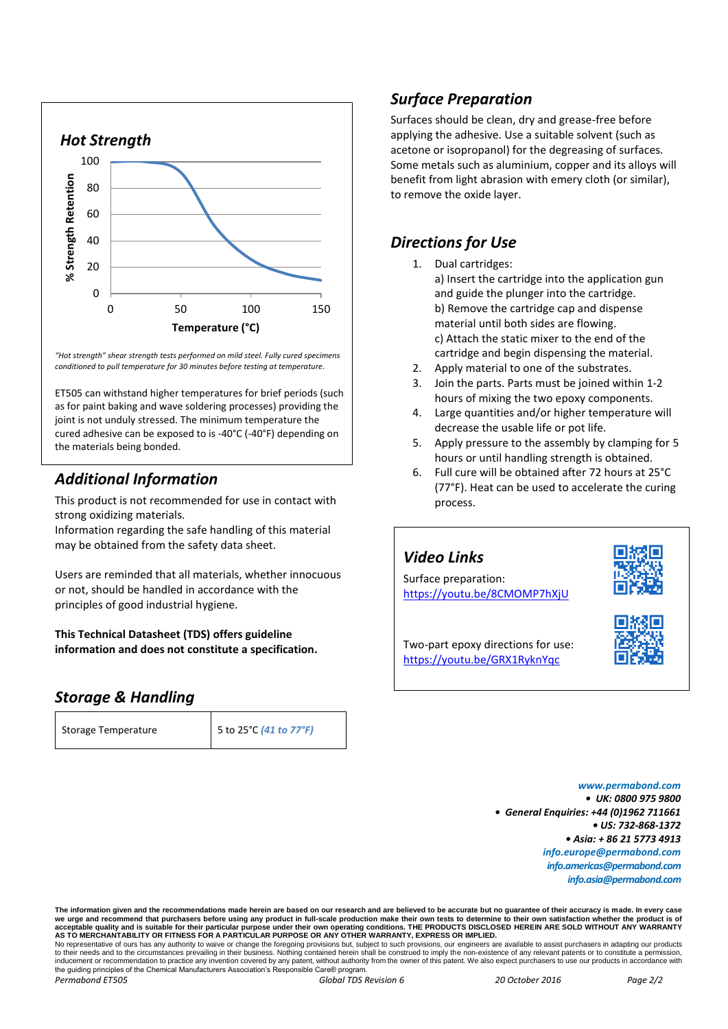## Hot Strength

100
80
60
40
20
0

% Strength Retention

0
50
100
150

Temperature (°C)

*"Hot strength" shear strength tests performed on mild steel. Fully cured specimens conditioned to pull temperature for 30 minutes before testing at temperature.*

ET505 can withstand higher temperatures for brief periods (such as for paint baking and wave soldering processes) providing the joint is not unduly stressed. The minimum temperature the cured adhesive can be exposed to is -40°C (-40°F) depending on the materials being bonded.

## Additional Information

This product is not recommended for use in contact with strong oxidizing materials.
Information regarding the safe handling of this material may be obtained from the safety data sheet.

Users are reminded that all materials, whether innocuous or not, should be handled in accordance with the principles of good industrial hygiene.

**This Technical Datasheet (TDS) offers guideline information and does not constitute a specification.**

## Storage & Handling

| | |
|---|---|
| Storage Temperature | 5 to 25°C *(41 to 77°F)* |

## Surface Preparation

Surfaces should be clean, dry and grease-free before applying the adhesive. Use a suitable solvent (such as acetone or isopropanol) for the degreasing of surfaces. Some metals such as aluminium, copper and its alloys will benefit from light abrasion with emery cloth (or similar), to remove the oxide layer.

## Directions for Use

1. Dual cartridges:
   a) Insert the cartridge into the application gun and guide the plunger into the cartridge.
   b) Remove the cartridge cap and dispense material until both sides are flowing.
   c) Attach the static mixer to the end of the cartridge and begin dispensing the material.
2. Apply material to one of the substrates.
3. Join the parts. Parts must be joined within 1-2 hours of mixing the two epoxy components.
4. Large quantities and/or higher temperature will decrease the usable life or pot life.
5. Apply pressure to the assembly by clamping for 5 hours or until handling strength is obtained.
6. Full cure will be obtained after 72 hours at 25°C (77°F). Heat can be used to accelerate the curing process.

## Video Links

Surface preparation:
https://youtu.be/8CMOMP7hXjU

Two-part epoxy directions for use:
https://youtu.be/GRX1RyknYqc

*www.permabond.com*
*• UK: 0800 975 9800*
*• General Enquiries: +44 (0)1962 711661*
*• US: 732-868-1372*
*• Asia: + 86 21 5773 4913*
*info.europe@permabond.com*
*info.americas@permabond.com*
*info.asia@permabond.com*

**The information given and the recommendations made herein are based on our research and are believed to be accurate but no guarantee of their accuracy is made. In every case we urge and recommend that purchasers before using any product in full-scale production make their own tests to determine to their own satisfaction whether the product is of acceptable quality and is suitable for their particular purpose under their own operating conditions. THE PRODUCTS DISCLOSED HEREIN ARE SOLD WITHOUT ANY WARRANTY AS TO MERCHANTABILITY OR FITNESS FOR A PARTICULAR PURPOSE OR ANY OTHER WARRANTY, EXPRESS OR IMPLIED.**
No representative of ours has any authority to waive or change the foregoing provisions but, subject to such provisions, our engineers are available to assist purchasers in adapting our products to their needs and to the circumstances prevailing in their business. Nothing contained herein shall be construed to imply the non-existence of any relevant patents or to constitute a permission, inducement or recommendation to practice any invention covered by any patent, without authority from the owner of this patent. We also expect purchasers to use our products in accordance with the guiding principles of the Chemical Manufacturers Association's Responsible Care® program.

*Permabond ET505* *Global TDS Revision 6* *20 October 2016*